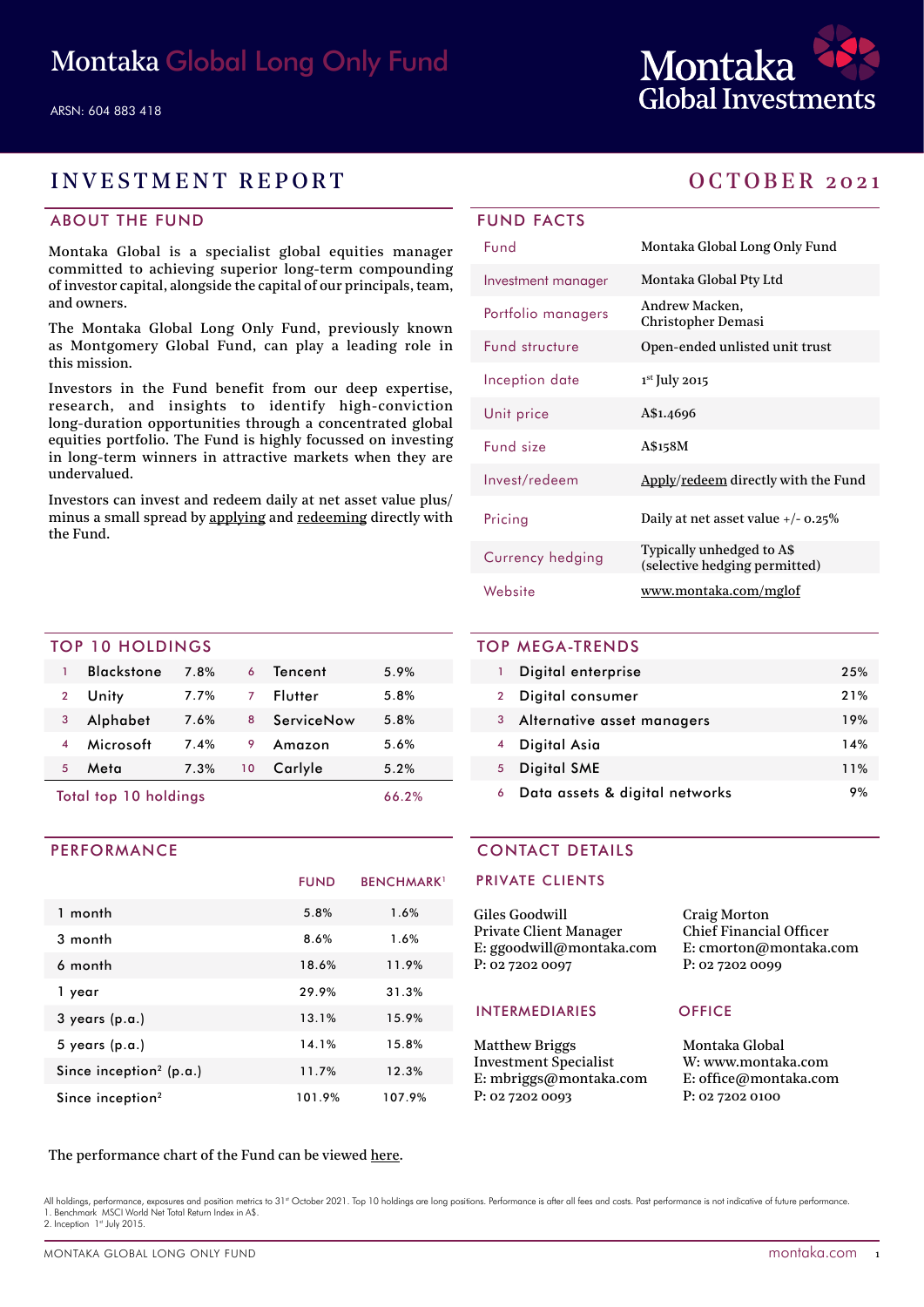# Montaka Global Long Only Fund

ARSN: 604 883 418

Montaka Global Investments

## INVESTMENT REPORT — OCTOBER 2021

### ABOUT THE FUND

Montaka Global is a specialist global equities manager committed to achieving superior long-term compounding of investor capital, alongside the capital of our principals, team, and owners.

The Montaka Global Long Only Fund, previously known as Montgomery Global Fund, can play a leading role in this mission.

Investors in the Fund benefit from our deep expertise, research, and insights to identify high-conviction long-duration opportunities through a concentrated global equities portfolio. The Fund is highly focussed on investing in long-term winners in attractive markets when they are undervalued.

Investors can invest and redeem daily at net asset value plus/minus a small spread by applying and redeeming directly with the Fund.

### FUND FACTS

| | |
|---|---|
| Fund | Montaka Global Long Only Fund |
| Investment manager | Montaka Global Pty Ltd |
| Portfolio managers | Andrew Macken, Christopher Demasi |
| Fund structure | Open-ended unlisted unit trust |
| Inception date | 1st July 2015 |
| Unit price | A$1.4696 |
| Fund size | A$158M |
| Invest/redeem | Apply/redeem directly with the Fund |
| Pricing | Daily at net asset value +/- 0.25% |
| Currency hedging | Typically unhedged to A$ (selective hedging permitted) |
| Website | www.montaka.com/mglof |

### TOP 10 HOLDINGS

| | | | | | |
|---|---|---|---|---|---|
| 1 | Blackstone | 7.8% | 6 | Tencent | 5.9% |
| 2 | Unity | 7.7% | 7 | Flutter | 5.8% |
| 3 | Alphabet | 7.6% | 8 | ServiceNow | 5.8% |
| 4 | Microsoft | 7.4% | 9 | Amazon | 5.6% |
| 5 | Meta | 7.3% | 10 | Carlyle | 5.2% |
| Total top 10 holdings | | | | | 66.2% |

### TOP MEGA-TRENDS

| | | |
|---|---|---|
| 1 | Digital enterprise | 25% |
| 2 | Digital consumer | 21% |
| 3 | Alternative asset managers | 19% |
| 4 | Digital Asia | 14% |
| 5 | Digital SME | 11% |
| 6 | Data assets & digital networks | 9% |

### PERFORMANCE

| | FUND | BENCHMARK[1] |
|---|---|---|
| 1 month | 5.8% | 1.6% |
| 3 month | 8.6% | 1.6% |
| 6 month | 18.6% | 11.9% |
| 1 year | 29.9% | 31.3% |
| 3 years (p.a.) | 13.1% | 15.9% |
| 5 years (p.a.) | 14.1% | 15.8% |
| Since inception[2] (p.a.) | 11.7% | 12.3% |
| Since inception[2] | 101.9% | 107.9% |

The performance chart of the Fund can be viewed here.

### CONTACT DETAILS

#### PRIVATE CLIENTS

Giles Goodwill
Private Client Manager
E: ggoodwill@montaka.com
P: 02 7202 0097

Craig Morton
Chief Financial Officer
E: cmorton@montaka.com
P: 02 7202 0099

#### INTERMEDIARIES

Matthew Briggs
Investment Specialist
E: mbriggs@montaka.com
P: 02 7202 0093

#### OFFICE

Montaka Global
W: www.montaka.com
E: office@montaka.com
P: 02 7202 0100

All holdings, performance, exposures and position metrics to 31st October 2021. Top 10 holdings are long positions. Performance is after all fees and costs. Past performance is not indicative of future performance.
1. Benchmark MSCI World Net Total Return Index in A$.
2. Inception 1st July 2015.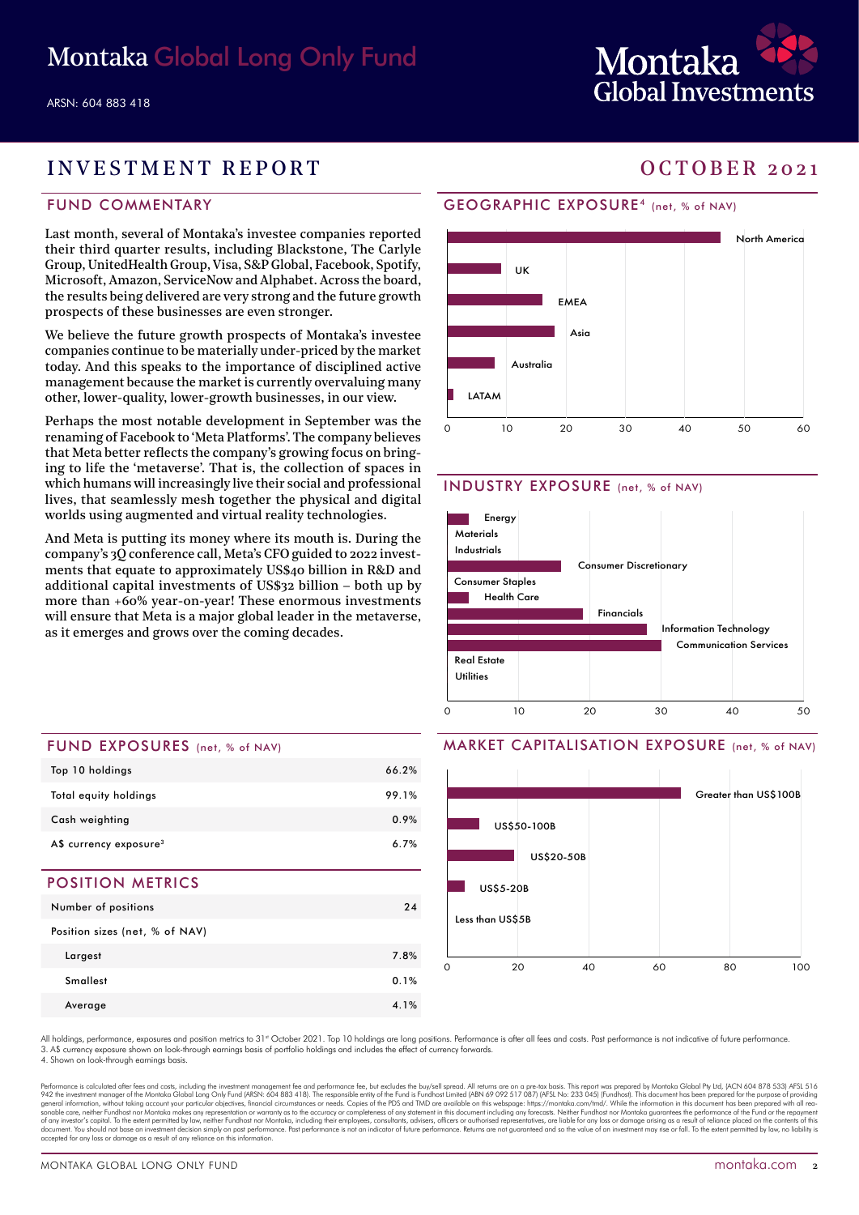# Montaka Global Long Only Fund

ARSN: 604 883 418

## INVESTMENT REPORT — OCTOBER 2021

## FUND COMMENTARY

Last month, several of Montaka's investee companies reported their third quarter results, including Blackstone, The Carlyle Group, UnitedHealth Group, Visa, S&P Global, Facebook, Spotify, Microsoft, Amazon, ServiceNow and Alphabet. Across the board, the results being delivered are very strong and the future growth prospects of these businesses are even stronger.

We believe the future growth prospects of Montaka's investee companies continue to be materially under-priced by the market today. And this speaks to the importance of disciplined active management because the market is currently overvaluing many other, lower-quality, lower-growth businesses, in our view.

Perhaps the most notable development in September was the renaming of Facebook to 'Meta Platforms'. The company believes that Meta better reflects the company's growing focus on bringing to life the 'metaverse'. That is, the collection of spaces in which humans will increasingly live their social and professional lives, that seamlessly mesh together the physical and digital worlds using augmented and virtual reality technologies.

And Meta is putting its money where its mouth is. During the company's 3Q conference call, Meta's CFO guided to 2022 investments that equate to approximately US$40 billion in R&D and additional capital investments of US$32 billion – both up by more than +60% year-on-year! These enormous investments will ensure that Meta is a major global leader in the metaverse, as it emerges and grows over the coming decades.

## GEOGRAPHIC EXPOSURE[4] (net, % of NAV)

North America
UK
EMEA
Asia
Australia
LATAM

0 10 20 30 40 50 60

## INDUSTRY EXPOSURE (net, % of NAV)

Energy
Materials
Industrials
Consumer Discretionary
Consumer Staples
Health Care
Financials
Information Technology
Communication Services
Real Estate
Utilities

0 10 20 30 40 50

## FUND EXPOSURES (net, % of NAV)

| | |
|---|---|
| Top 10 holdings | 66.2% |
| Total equity holdings | 99.1% |
| Cash weighting | 0.9% |
| A$ currency exposure[3] | 6.7% |

## POSITION METRICS

| | |
|---|---|
| Number of positions | 24 |
| Position sizes (net, % of NAV) | |
| Largest | 7.8% |
| Smallest | 0.1% |
| Average | 4.1% |

## MARKET CAPITALISATION EXPOSURE (net, % of NAV)

Greater than US$100B
US$50-100B
US$20-50B
US$5-20B
Less than US$5B

0 20 40 60 80 100

All holdings, performance, exposures and position metrics to 31st October 2021. Top 10 holdings are long positions. Performance is after all fees and costs. Past performance is not indicative of future performance.
3. A$ currency exposure shown on look-through earnings basis of portfolio holdings and includes the effect of currency forwards.
4. Shown on look-through earnings basis.

Performance is calculated after fees and costs, including the investment management fee and performance fee, but excludes the buy/sell spread. All returns are on a pre-tax basis. This report was prepared by Montaka Global Pty Ltd, (ACN 604 878 533) AFSL 516 942 the investment manager of the Montaka Global Long Only Fund (ARSN: 604 883 418). The responsible entity of the Fund is Fundhost Limited (ABN 69 092 517 087) (AFSL No: 233 045) (Fundhost). This document has been prepared for the purpose of providing general information, without taking account your particular objectives, financial circumstances or needs. Copies of the PDS and TMD are available on this webpage: https://montaka.com/tmd/. While the information in this document has been prepared with all reasonable care, neither Fundhost nor Montaka makes any representation or warranty as to the accuracy or completeness of any statement in this document including any forecasts. Neither Fundhost nor Montaka guarantees the performance of the Fund or the repayment of any investor's capital. To the extent permitted by law, neither Fundhost nor Montaka, including their employees, consultants, advisers, officers or authorised representatives, are liable for any loss or damage arising as a result of reliance placed on the contents of this document. You should not base an investment decision simply on past performance. Past performance is not an indicator of future performance. Returns are not guaranteed and so the value of an investment may rise or fall. To the extent permitted by law, no liability is accepted for any loss or damage as a result of any reliance on this information.